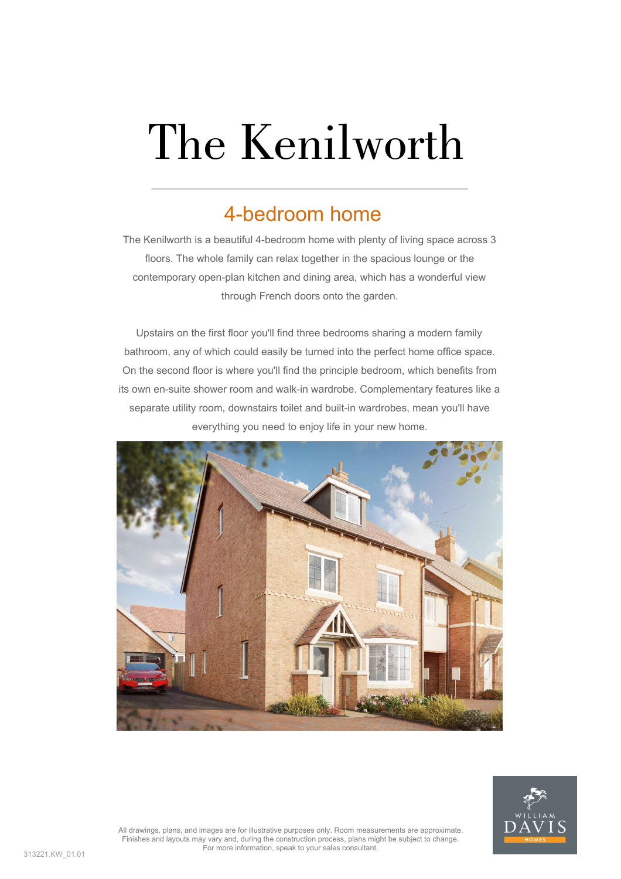# The Kenilworth

## 4-bedroom home

The Kenilworth is a beautiful 4-bedroom home with plenty of living space across 3 floors. The whole family can relax together in the spacious lounge or the contemporary open-plan kitchen and dining area, which has a wonderful view through French doors onto the garden.

Upstairs on the first floor you'll find three bedrooms sharing a modern family bathroom, any of which could easily be turned into the perfect home office space. On the second floor is where you'll find the principle bedroom, which benefits from its own en-suite shower room and walk-in wardrobe. Complementary features like a separate utility room, downstairs toilet and built-in wardrobes, mean you'll have everything you need to enjoy life in your new home.

All drawings, plans, and images are for illustrative purposes only. Room measurements are approximate. Finishes and layouts may vary and, during the construction process, plans might be subject to change. For more information, speak to your sales consultant.

313221.KW_01.01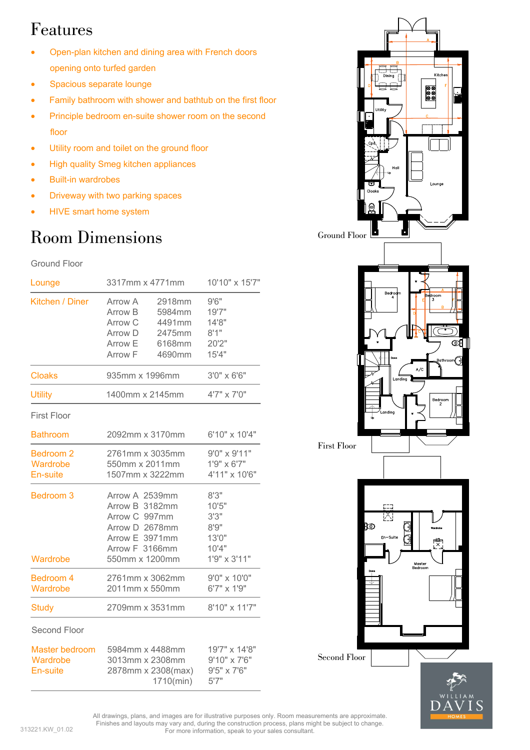# Features

- Open-plan kitchen and dining area with French doors opening onto turfed garden
- Spacious separate lounge
- Family bathroom with shower and bathtub on the first floor
- Principle bedroom en-suite shower room on the second floor
- Utility room and toilet on the ground floor
- High quality Smeg kitchen appliances
- Built-in wardrobes
- Driveway with two parking spaces
- HIVE smart home system

# Room Dimensions

Ground Floor

| | | |
|---|---|---|
| Lounge | 3317mm x 4771mm | 10'10" x 15'7" |
| Kitchen / Diner | Arrow A 2918mm<br>Arrow B 5984mm<br>Arrow C 4491mm<br>Arrow D 2475mm<br>Arrow E 6168mm<br>Arrow F 4690mm | 9'6"<br>19'7"<br>14'8"<br>8'1"<br>20'2"<br>15'4" |
| Cloaks | 935mm x 1996mm | 3'0" x 6'6" |
| Utility | 1400mm x 2145mm | 4'7" x 7'0" |

First Floor

| | | |
|---|---|---|
| Bathroom | 2092mm x 3170mm | 6'10" x 10'4" |
| Bedroom 2<br>Wardrobe<br>En-suite | 2761mm x 3035mm<br>550mm x 2011mm<br>1507mm x 3222mm | 9'0" x 9'11"<br>1'9" x 6'7"<br>4'11" x 10'6" |
| Bedroom 3<br><br><br><br><br><br>Wardrobe | Arrow A 2539mm<br>Arrow B 3182mm<br>Arrow C 997mm<br>Arrow D 2678mm<br>Arrow E 3971mm<br>Arrow F 3166mm<br>550mm x 1200mm | 8'3"<br>10'5"<br>3'3"<br>8'9"<br>13'0"<br>10'4"<br>1'9" x 3'11" |
| Bedroom 4<br>Wardrobe | 2761mm x 3062mm<br>2011mm x 550mm | 9'0" x 10'0"<br>6'7" x 1'9" |
| Study | 2709mm x 3531mm | 8'10" x 11'7" |

Second Floor

| | | |
|---|---|---|
| Master bedroom<br>Wardrobe<br>En-suite | 5984mm x 4488mm<br>3013mm x 2308mm<br>2878mm x 2308(max)<br>1710(min) | 19'7" x 14'8"<br>9'10" x 7'6"<br>9'5" x 7'6"<br>5'7" |

Ground Floor

Dining
Kitchen
Utility
Cpd
Hall
Lounge
Cloaks

First Floor

Bedroom 4
Bedroom 3
Bathroom
A/C
Landing
Bedroom 2
Landing

Second Floor

En-Suite
Wardrobe
Master Bedroom

WILLIAM DAVIS HOMES

All drawings, plans, and images are for illustrative purposes only. Room measurements are approximate. Finishes and layouts may vary and, during the construction process, plans might be subject to change. For more information, speak to your sales consultant.

313221.KW_01.02